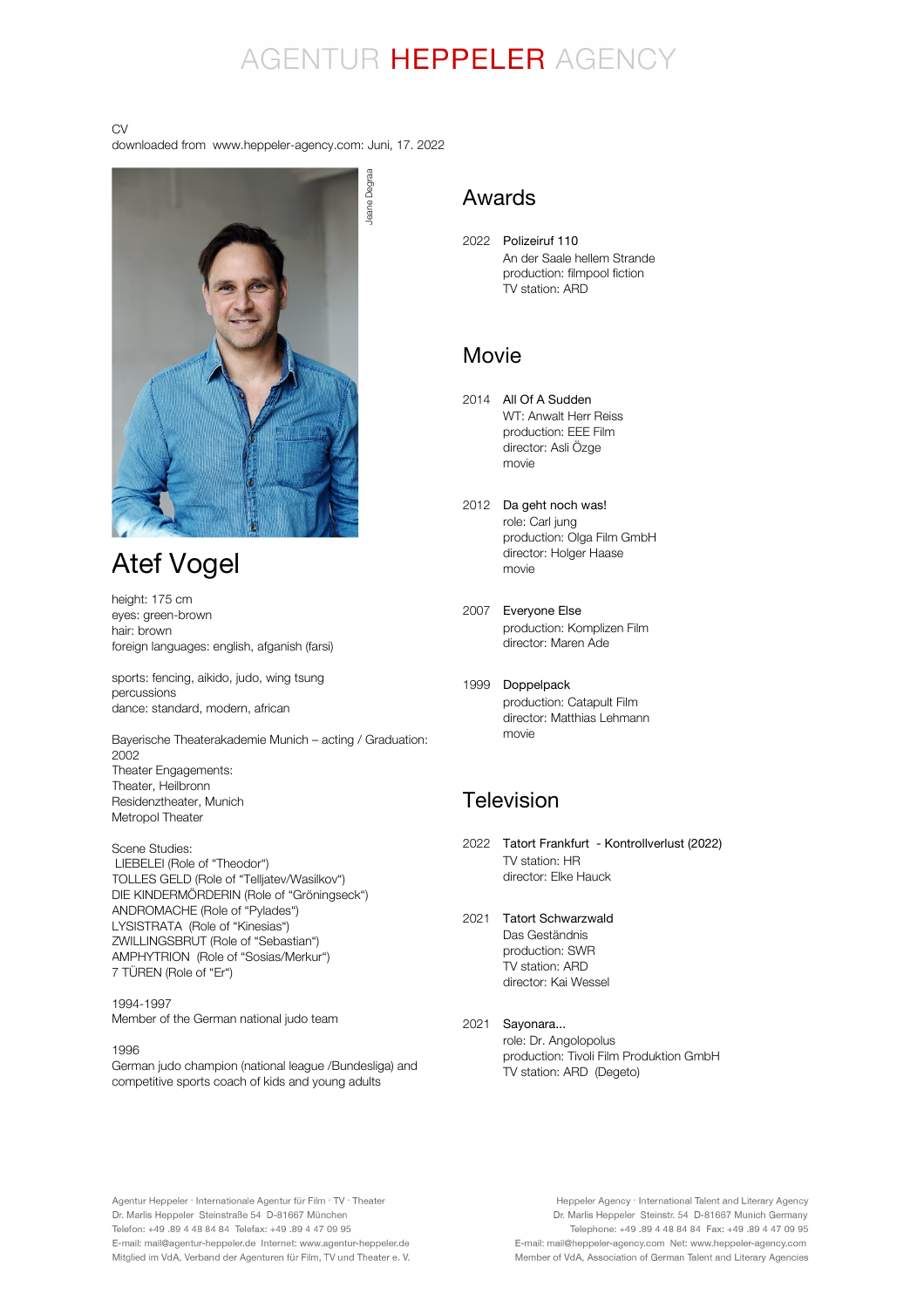AGENTUR **HEPPELER** AGENCY

CV
downloaded from www.heppeler-agency.com: Juni, 17. 2022

Jeane Degraa

# Atef Vogel

height: 175 cm
eyes: green-brown
hair: brown
foreign languages: english, afganish (farsi)

sports: fencing, aikido, judo, wing tsung
percussions
dance: standard, modern, african

Bayerische Theaterakademie Munich – acting / Graduation: 2002
Theater Engagements:
Theater, Heilbronn
Residenztheater, Munich
Metropol Theater

Scene Studies:
LIEBELEI (Role of "Theodor")
TOLLES GELD (Role of "Telljatev/Wasilkov")
DIE KINDERMÖRDERIN (Role of "Gröningseck")
ANDROMACHE (Role of "Pylades")
LYSISTRATA (Role of "Kinesias")
ZWILLINGSBRUT (Role of "Sebastian")
AMPHYTRION (Role of "Sosias/Merkur")
7 TÜREN (Role of "Er")

1994-1997
Member of the German national judo team

1996
German judo champion (national league /Bundesliga) and competitive sports coach of kids and young adults

## Awards

2022 Polizeiruf 110
An der Saale hellem Strande
production: filmpool fiction
TV station: ARD

## Movie

2014 All Of A Sudden
WT: Anwalt Herr Reiss
production: EEE Film
director: Asli Özge
movie

2012 Da geht noch was!
role: Carl jung
production: Olga Film GmbH
director: Holger Haase
movie

2007 Everyone Else
production: Komplizen Film
director: Maren Ade

1999 Doppelpack
production: Catapult Film
director: Matthias Lehmann
movie

## Television

2022 Tatort Frankfurt - Kontrollverlust (2022)
TV station: HR
director: Elke Hauck

2021 Tatort Schwarzwald
Das Geständnis
production: SWR
TV station: ARD
director: Kai Wessel

2021 Sayonara...
role: Dr. Angolopolus
production: Tivoli Film Produktion GmbH
TV station: ARD (Degeto)

Agentur Heppeler · Internationale Agentur für Film · TV · Theater
Dr. Marlis Heppeler Steinstraße 54 D-81667 München
Telefon: +49 .89 4 48 84 84 Telefax: +49 .89 4 47 09 95
E-mail: mail@agentur-heppeler.de Internet: www.agentur-heppeler.de
Mitglied im VdA, Verband der Agenturen für Film, TV und Theater e. V.

Heppeler Agency · International Talent and Literary Agency
Dr. Marlis Heppeler Steinstr. 54 D-81667 Munich Germany
Telephone: +49 .89 4 48 84 84 Fax: +49 .89 4 47 09 95
E-mail: mail@heppeler-agency.com Net: www.heppeler-agency.com
Member of VdA, Association of German Talent and Literary Agencies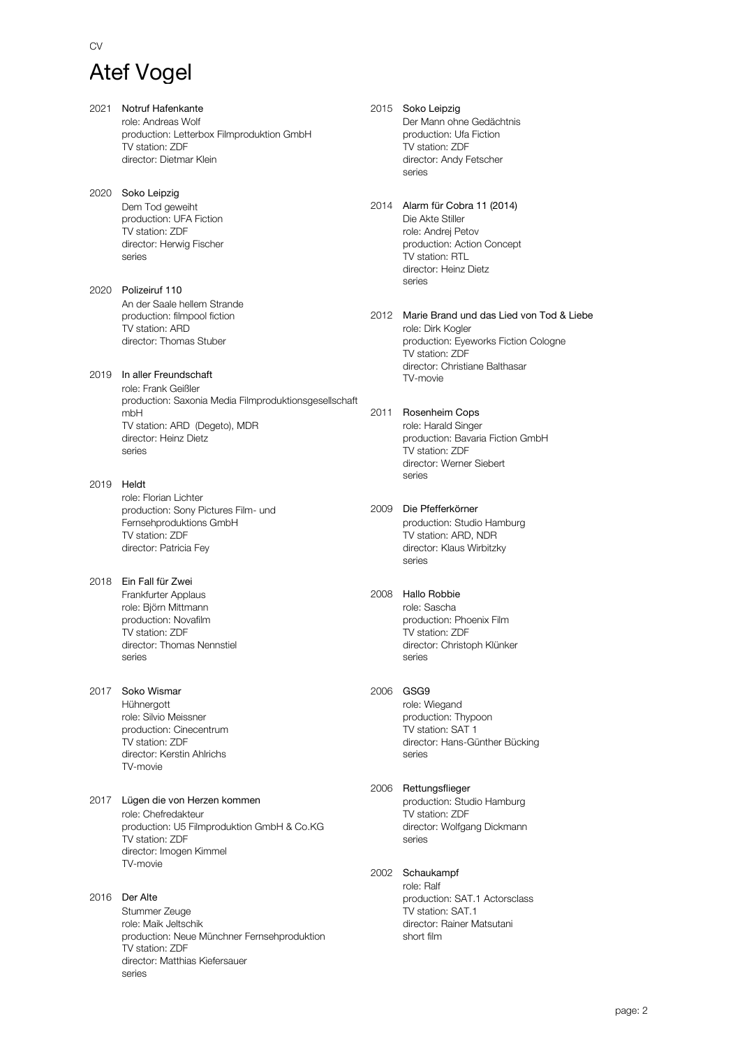CV

# Atef Vogel

2021 Notruf Hafenkante
role: Andreas Wolf
production: Letterbox Filmproduktion GmbH
TV station: ZDF
director: Dietmar Klein

2020 Soko Leipzig
Dem Tod geweiht
production: UFA Fiction
TV station: ZDF
director: Herwig Fischer
series

2020 Polizeiruf 110
An der Saale hellem Strande
production: filmpool fiction
TV station: ARD
director: Thomas Stuber

2019 In aller Freundschaft
role: Frank Geißler
production: Saxonia Media Filmproduktionsgesellschaft mbH
TV station: ARD (Degeto), MDR
director: Heinz Dietz
series

2019 Heldt
role: Florian Lichter
production: Sony Pictures Film- und Fernsehproduktions GmbH
TV station: ZDF
director: Patricia Fey

2018 Ein Fall für Zwei
Frankfurter Applaus
role: Björn Mittmann
production: Novafilm
TV station: ZDF
director: Thomas Nennstiel
series

2017 Soko Wismar
Hühnergott
role: Silvio Meissner
production: Cinecentrum
TV station: ZDF
director: Kerstin Ahlrichs
TV-movie

2017 Lügen die von Herzen kommen
role: Chefredakteur
production: U5 Filmproduktion GmbH & Co.KG
TV station: ZDF
director: Imogen Kimmel
TV-movie

2016 Der Alte
Stummer Zeuge
role: Maik Jeltschik
production: Neue Münchner Fernsehproduktion
TV station: ZDF
director: Matthias Kiefersauer
series

2015 Soko Leipzig
Der Mann ohne Gedächtnis
production: Ufa Fiction
TV station: ZDF
director: Andy Fetscher
series

2014 Alarm für Cobra 11 (2014)
Die Akte Stiller
role: Andrej Petov
production: Action Concept
TV station: RTL
director: Heinz Dietz
series

2012 Marie Brand und das Lied von Tod & Liebe
role: Dirk Kogler
production: Eyeworks Fiction Cologne
TV station: ZDF
director: Christiane Balthasar
TV-movie

2011 Rosenheim Cops
role: Harald Singer
production: Bavaria Fiction GmbH
TV station: ZDF
director: Werner Siebert
series

2009 Die Pfefferkörner
production: Studio Hamburg
TV station: ARD, NDR
director: Klaus Wirbitzky
series

2008 Hallo Robbie
role: Sascha
production: Phoenix Film
TV station: ZDF
director: Christoph Klünker
series

2006 GSG9
role: Wiegand
production: Thypoon
TV station: SAT 1
director: Hans-Günther Bücking
series

2006 Rettungsflieger
production: Studio Hamburg
TV station: ZDF
director: Wolfgang Dickmann
series

2002 Schaukampf
role: Ralf
production: SAT.1 Actorsclass
TV station: SAT.1
director: Rainer Matsutani
short film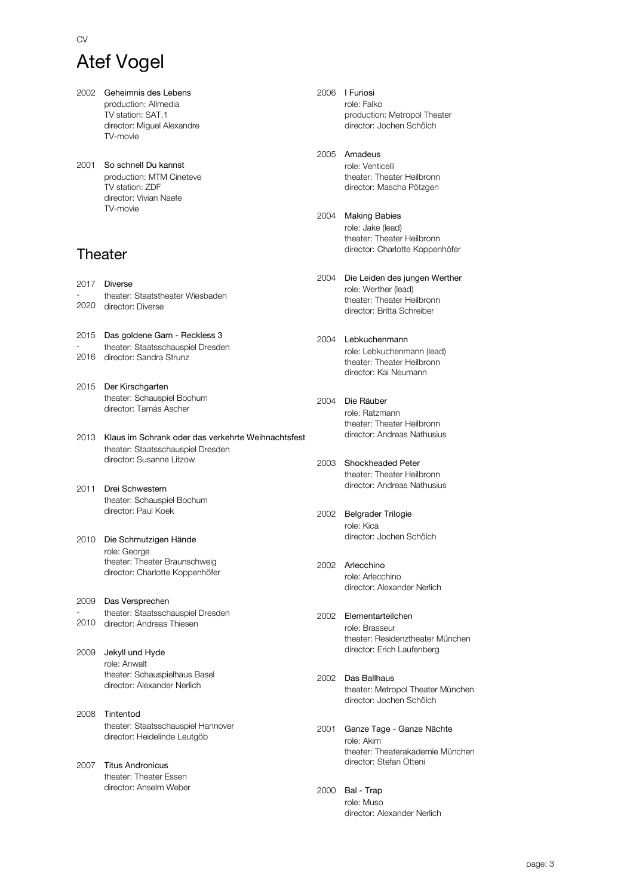CV

# Atef Vogel

2002 **Geheimnis des Lebens**
production: Allmedia
TV station: SAT.1
director: Miguel Alexandre
TV-movie

2001 **So schnell Du kannst**
production: MTM Cineteve
TV station: ZDF
director: Vivian Naefe
TV-movie

## Theater

2017 - 2020 **Diverse**
theater: Staatstheater Wiesbaden
director: Diverse

2015 - 2016 **Das goldene Garn - Reckless 3**
theater: Staatsschauspiel Dresden
director: Sandra Strunz

2015 **Der Kirschgarten**
theater: Schauspiel Bochum
director: Tamás Ascher

2013 **Klaus im Schrank oder das verkehrte Weihnachtsfest**
theater: Staatsschauspiel Dresden
director: Susanne Litzow

2011 **Drei Schwestern**
theater: Schauspiel Bochum
director: Paul Koek

2010 **Die Schmutzigen Hände**
role: George
theater: Theater Braunschweig
director: Charlotte Koppenhöfer

2009 - 2010 **Das Versprechen**
theater: Staatsschauspiel Dresden
director: Andreas Thiesen

2009 **Jekyll und Hyde**
role: Anwalt
theater: Schauspielhaus Basel
director: Alexander Nerlich

2008 **Tintentod**
theater: Staatsschauspiel Hannover
director: Heidelinde Leutgöb

2007 **Titus Andronicus**
theater: Theater Essen
director: Anselm Weber

2006 **I Furiosi**
role: Falko
production: Metropol Theater
director: Jochen Schölch

2005 **Amadeus**
role: Venticelli
theater: Theater Heilbronn
director: Mascha Pötzgen

2004 **Making Babies**
role: Jake (lead)
theater: Theater Heilbronn
director: Charlotte Koppenhöfer

2004 **Die Leiden des jungen Werther**
role: Werther (lead)
theater: Theater Heilbronn
director: Britta Schreiber

2004 **Lebkuchenmann**
role: Lebkuchenmann (lead)
theater: Theater Heilbronn
director: Kai Neumann

2004 **Die Räuber**
role: Ratzmann
theater: Theater Heilbronn
director: Andreas Nathusius

2003 **Shockheaded Peter**
theater: Theater Heilbronn
director: Andreas Nathusius

2002 **Belgrader Trilogie**
role: Kica
director: Jochen Schölch

2002 **Arlecchino**
role: Arlecchino
director: Alexander Nerlich

2002 **Elementarteilchen**
role: Brasseur
theater: Residenztheater München
director: Erich Laufenberg

2002 **Das Ballhaus**
theater: Metropol Theater München
director: Jochen Schölch

2001 **Ganze Tage - Ganze Nächte**
role: Akim
theater: Theaterakademie München
director: Stefan Otteni

2000 **Bal - Trap**
role: Muso
director: Alexander Nerlich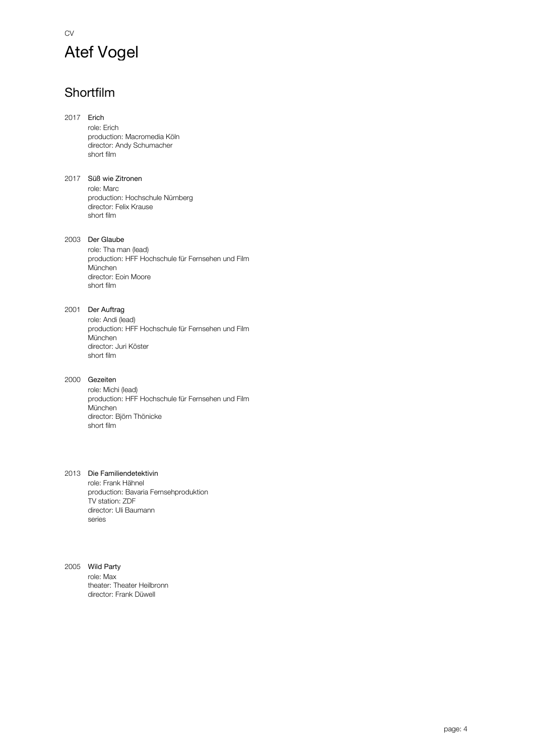CV

# Atef Vogel

## Shortfilm

2017 **Erich**
role: Erich
production: Macromedia Köln
director: Andy Schumacher
short film

2017 **Süß wie Zitronen**
role: Marc
production: Hochschule Nürnberg
director: Felix Krause
short film

2003 **Der Glaube**
role: Tha man (lead)
production: HFF Hochschule für Fernsehen und Film München
director: Eoin Moore
short film

2001 **Der Auftrag**
role: Andi (lead)
production: HFF Hochschule für Fernsehen und Film München
director: Juri Köster
short film

2000 **Gezeiten**
role: Michi (lead)
production: HFF Hochschule für Fernsehen und Film München
director: Björn Thönicke
short film

2013 **Die Familiendetektivin**
role: Frank Hähnel
production: Bavaria Fernsehproduktion
TV station: ZDF
director: Uli Baumann
series

2005 **Wild Party**
role: Max
theater: Theater Heilbronn
director: Frank Düwell